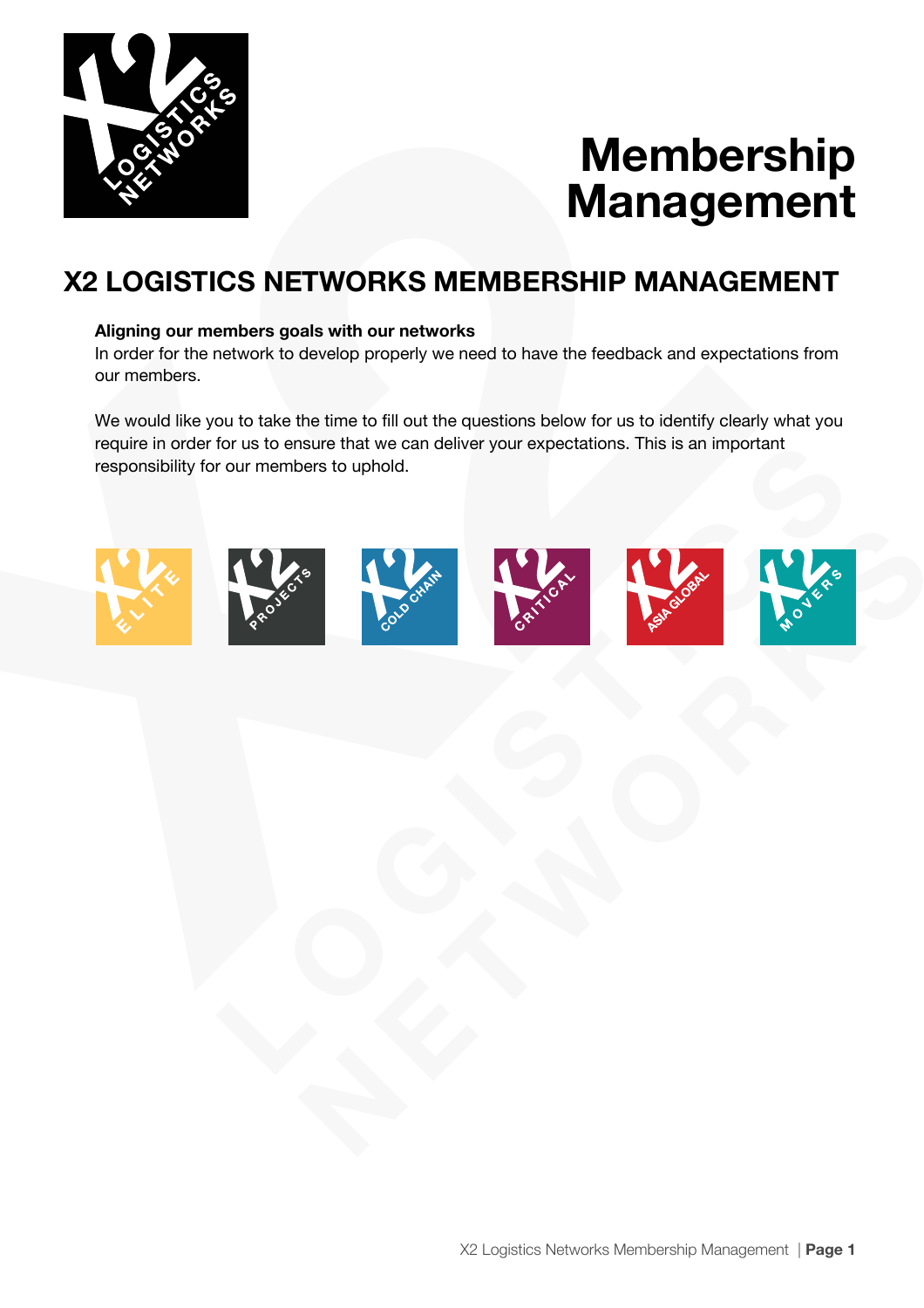# Membership Management

## X2 LOGISTICS NETWORKS MEMBERSHIP MANAGEMENT

**Aligning our members goals with our networks**

In order for the network to develop properly we need to have the feedback and expectations from our members.

We would like you to take the time to fill out the questions below for us to identify clearly what you require in order for us to ensure that we can deliver your expectations. This is an important responsibility for our members to uphold.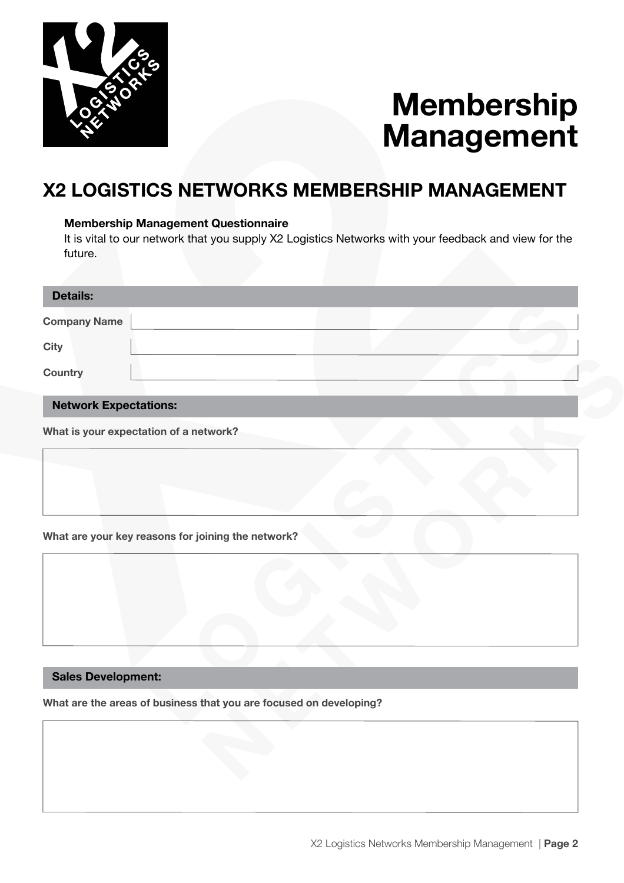# Membership Management

## X2 LOGISTICS NETWORKS MEMBERSHIP MANAGEMENT

**Membership Management Questionnaire**

It is vital to our network that you supply X2 Logistics Networks with your feedback and view for the future.

### Details:

| | |
|---|---|
| **Company Name** | |
| **City** | |
| **Country** | |

### Network Expectations:

**What is your expectation of a network?**

**What are your key reasons for joining the network?**

### Sales Development:

**What are the areas of business that you are focused on developing?**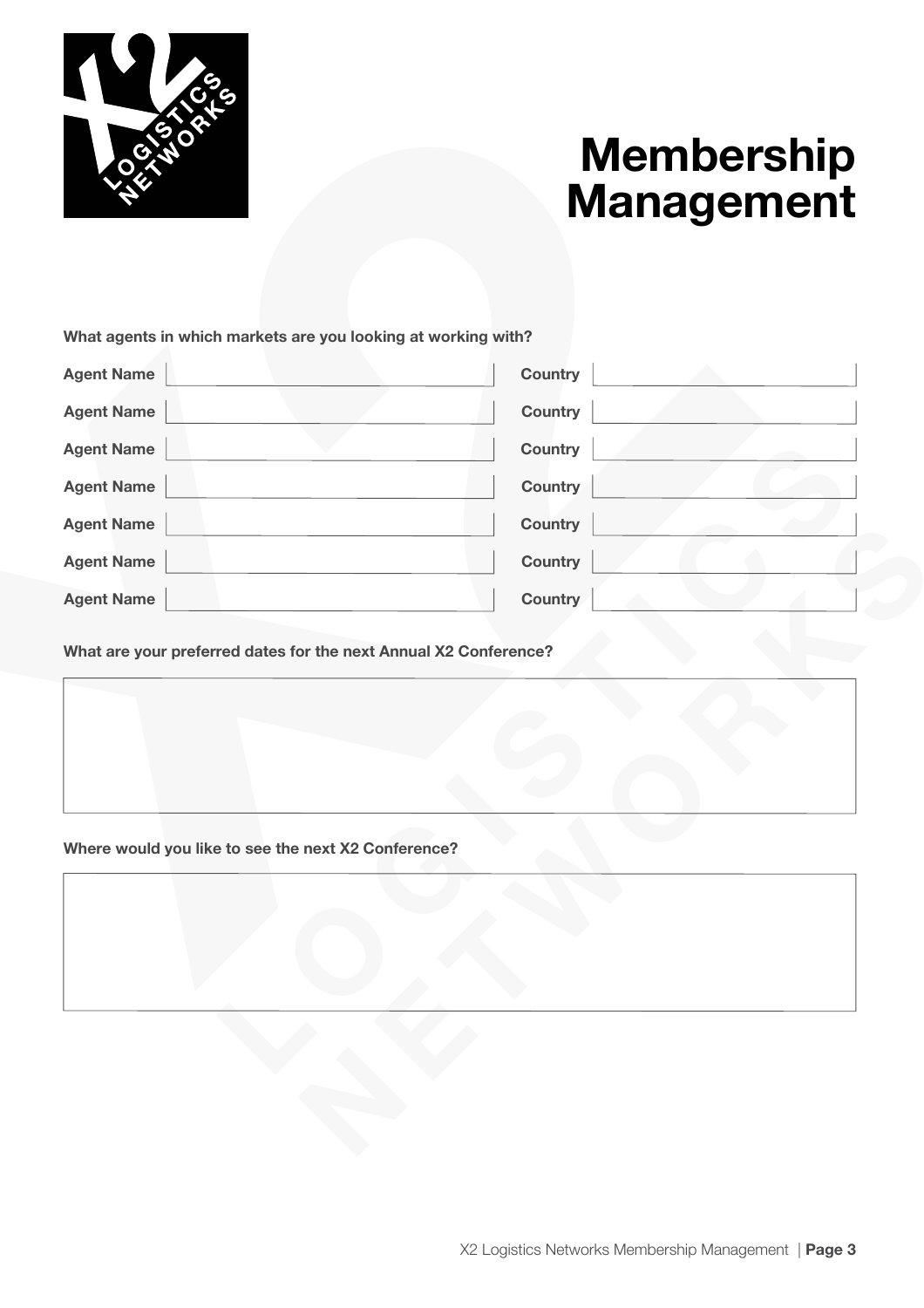# Membership Management

**What agents in which markets are you looking at working with?**

| | | | |
|---|---|---|---|
| **Agent Name** | | **Country** | |
| **Agent Name** | | **Country** | |
| **Agent Name** | | **Country** | |
| **Agent Name** | | **Country** | |
| **Agent Name** | | **Country** | |
| **Agent Name** | | **Country** | |
| **Agent Name** | | **Country** | |

**What are your preferred dates for the next Annual X2 Conference?**

**Where would you like to see the next X2 Conference?**